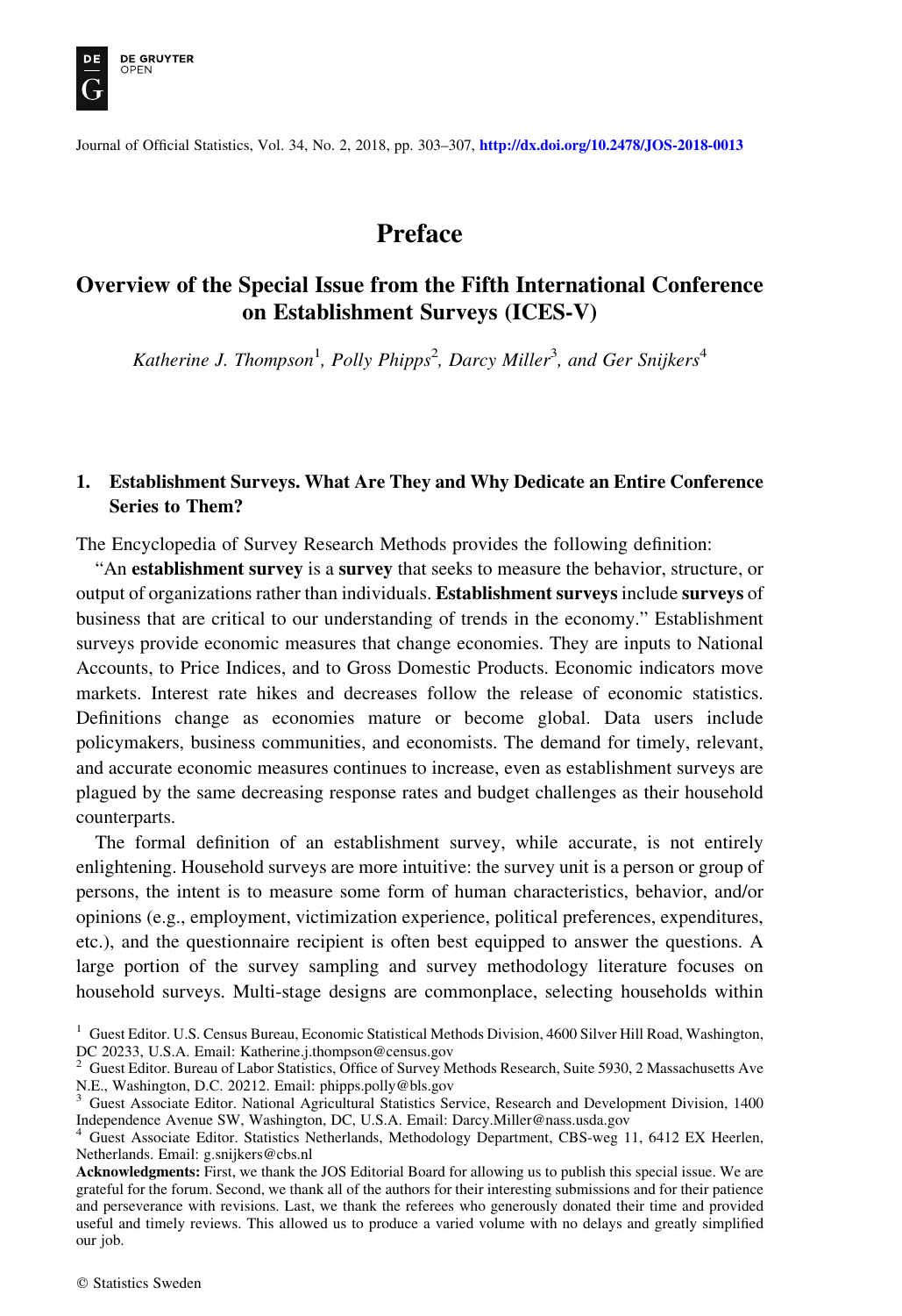# Preface

## Overview of the Special Issue from the Fifth International Conference on Establishment Surveys (ICES-V)

*Katherine J. Thompson*[1]*, Polly Phipps*[2]*, Darcy Miller*[3]*, and Ger Snijkers*[4]

### 1. Establishment Surveys. What Are They and Why Dedicate an Entire Conference Series to Them?

The Encyclopedia of Survey Research Methods provides the following definition:

"An **establishment survey** is a **survey** that seeks to measure the behavior, structure, or output of organizations rather than individuals. **Establishment surveys** include **surveys** of business that are critical to our understanding of trends in the economy." Establishment surveys provide economic measures that change economies. They are inputs to National Accounts, to Price Indices, and to Gross Domestic Products. Economic indicators move markets. Interest rate hikes and decreases follow the release of economic statistics. Definitions change as economies mature or become global. Data users include policymakers, business communities, and economists. The demand for timely, relevant, and accurate economic measures continues to increase, even as establishment surveys are plagued by the same decreasing response rates and budget challenges as their household counterparts.

The formal definition of an establishment survey, while accurate, is not entirely enlightening. Household surveys are more intuitive: the survey unit is a person or group of persons, the intent is to measure some form of human characteristics, behavior, and/or opinions (e.g., employment, victimization experience, political preferences, expenditures, etc.), and the questionnaire recipient is often best equipped to answer the questions. A large portion of the survey sampling and survey methodology literature focuses on household surveys. Multi-stage designs are commonplace, selecting households within

[1] Guest Editor. U.S. Census Bureau, Economic Statistical Methods Division, 4600 Silver Hill Road, Washington, DC 20233, U.S.A. Email: Katherine.j.thompson@census.gov

[2] Guest Editor. Bureau of Labor Statistics, Office of Survey Methods Research, Suite 5930, 2 Massachusetts Ave N.E., Washington, D.C. 20212. Email: phipps.polly@bls.gov

[3] Guest Associate Editor. National Agricultural Statistics Service, Research and Development Division, 1400 Independence Avenue SW, Washington, DC, U.S.A. Email: Darcy.Miller@nass.usda.gov

[4] Guest Associate Editor. Statistics Netherlands, Methodology Department, CBS-weg 11, 6412 EX Heerlen, Netherlands. Email: g.snijkers@cbs.nl

**Acknowledgments:** First, we thank the JOS Editorial Board for allowing us to publish this special issue. We are grateful for the forum. Second, we thank all of the authors for their interesting submissions and for their patience and perseverance with revisions. Last, we thank the referees who generously donated their time and provided useful and timely reviews. This allowed us to produce a varied volume with no delays and greatly simplified our job.

© Statistics Sweden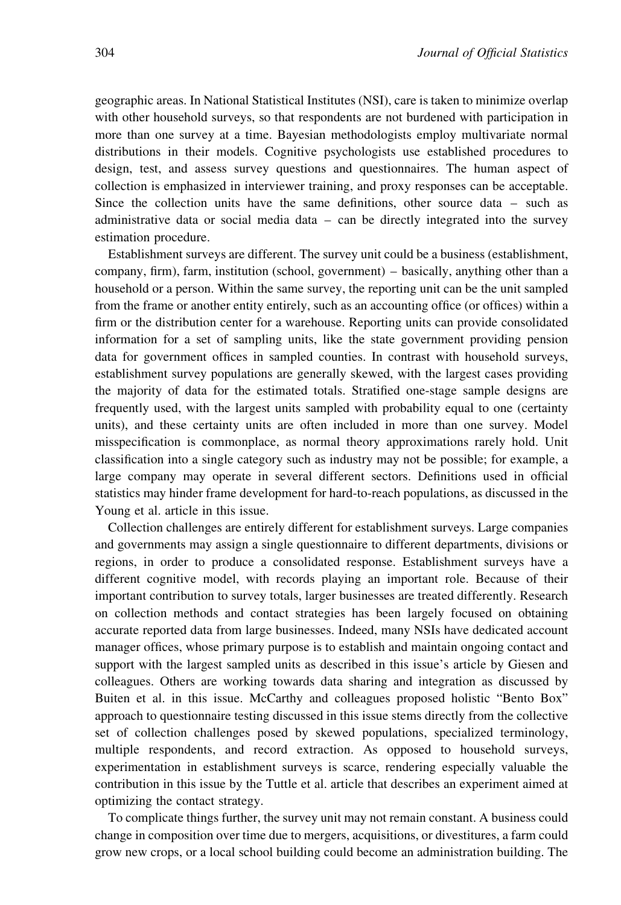geographic areas. In National Statistical Institutes (NSI), care is taken to minimize overlap with other household surveys, so that respondents are not burdened with participation in more than one survey at a time. Bayesian methodologists employ multivariate normal distributions in their models. Cognitive psychologists use established procedures to design, test, and assess survey questions and questionnaires. The human aspect of collection is emphasized in interviewer training, and proxy responses can be acceptable. Since the collection units have the same definitions, other source data – such as administrative data or social media data – can be directly integrated into the survey estimation procedure.

Establishment surveys are different. The survey unit could be a business (establishment, company, firm), farm, institution (school, government) – basically, anything other than a household or a person. Within the same survey, the reporting unit can be the unit sampled from the frame or another entity entirely, such as an accounting office (or offices) within a firm or the distribution center for a warehouse. Reporting units can provide consolidated information for a set of sampling units, like the state government providing pension data for government offices in sampled counties. In contrast with household surveys, establishment survey populations are generally skewed, with the largest cases providing the majority of data for the estimated totals. Stratified one-stage sample designs are frequently used, with the largest units sampled with probability equal to one (certainty units), and these certainty units are often included in more than one survey. Model misspecification is commonplace, as normal theory approximations rarely hold. Unit classification into a single category such as industry may not be possible; for example, a large company may operate in several different sectors. Definitions used in official statistics may hinder frame development for hard-to-reach populations, as discussed in the Young et al. article in this issue.

Collection challenges are entirely different for establishment surveys. Large companies and governments may assign a single questionnaire to different departments, divisions or regions, in order to produce a consolidated response. Establishment surveys have a different cognitive model, with records playing an important role. Because of their important contribution to survey totals, larger businesses are treated differently. Research on collection methods and contact strategies has been largely focused on obtaining accurate reported data from large businesses. Indeed, many NSIs have dedicated account manager offices, whose primary purpose is to establish and maintain ongoing contact and support with the largest sampled units as described in this issue's article by Giesen and colleagues. Others are working towards data sharing and integration as discussed by Buiten et al. in this issue. McCarthy and colleagues proposed holistic "Bento Box" approach to questionnaire testing discussed in this issue stems directly from the collective set of collection challenges posed by skewed populations, specialized terminology, multiple respondents, and record extraction. As opposed to household surveys, experimentation in establishment surveys is scarce, rendering especially valuable the contribution in this issue by the Tuttle et al. article that describes an experiment aimed at optimizing the contact strategy.

To complicate things further, the survey unit may not remain constant. A business could change in composition over time due to mergers, acquisitions, or divestitures, a farm could grow new crops, or a local school building could become an administration building. The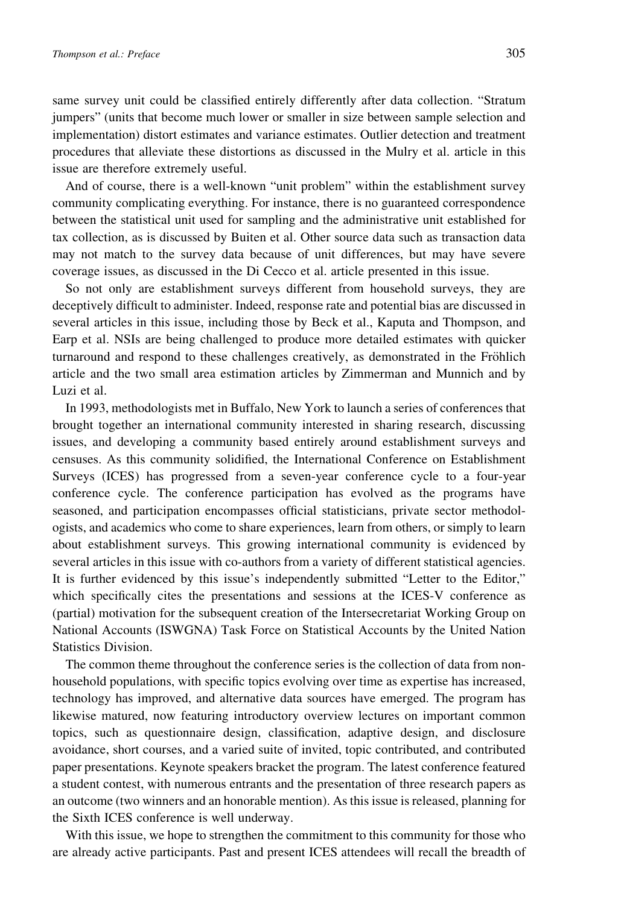same survey unit could be classified entirely differently after data collection. "Stratum jumpers" (units that become much lower or smaller in size between sample selection and implementation) distort estimates and variance estimates. Outlier detection and treatment procedures that alleviate these distortions as discussed in the Mulry et al. article in this issue are therefore extremely useful.

And of course, there is a well-known "unit problem" within the establishment survey community complicating everything. For instance, there is no guaranteed correspondence between the statistical unit used for sampling and the administrative unit established for tax collection, as is discussed by Buiten et al. Other source data such as transaction data may not match to the survey data because of unit differences, but may have severe coverage issues, as discussed in the Di Cecco et al. article presented in this issue.

So not only are establishment surveys different from household surveys, they are deceptively difficult to administer. Indeed, response rate and potential bias are discussed in several articles in this issue, including those by Beck et al., Kaputa and Thompson, and Earp et al. NSIs are being challenged to produce more detailed estimates with quicker turnaround and respond to these challenges creatively, as demonstrated in the Fröhlich article and the two small area estimation articles by Zimmerman and Munnich and by Luzi et al.

In 1993, methodologists met in Buffalo, New York to launch a series of conferences that brought together an international community interested in sharing research, discussing issues, and developing a community based entirely around establishment surveys and censuses. As this community solidified, the International Conference on Establishment Surveys (ICES) has progressed from a seven-year conference cycle to a four-year conference cycle. The conference participation has evolved as the programs have seasoned, and participation encompasses official statisticians, private sector methodologists, and academics who come to share experiences, learn from others, or simply to learn about establishment surveys. This growing international community is evidenced by several articles in this issue with co-authors from a variety of different statistical agencies. It is further evidenced by this issue's independently submitted "Letter to the Editor," which specifically cites the presentations and sessions at the ICES-V conference as (partial) motivation for the subsequent creation of the Intersecretariat Working Group on National Accounts (ISWGNA) Task Force on Statistical Accounts by the United Nation Statistics Division.

The common theme throughout the conference series is the collection of data from non-household populations, with specific topics evolving over time as expertise has increased, technology has improved, and alternative data sources have emerged. The program has likewise matured, now featuring introductory overview lectures on important common topics, such as questionnaire design, classification, adaptive design, and disclosure avoidance, short courses, and a varied suite of invited, topic contributed, and contributed paper presentations. Keynote speakers bracket the program. The latest conference featured a student contest, with numerous entrants and the presentation of three research papers as an outcome (two winners and an honorable mention). As this issue is released, planning for the Sixth ICES conference is well underway.

With this issue, we hope to strengthen the commitment to this community for those who are already active participants. Past and present ICES attendees will recall the breadth of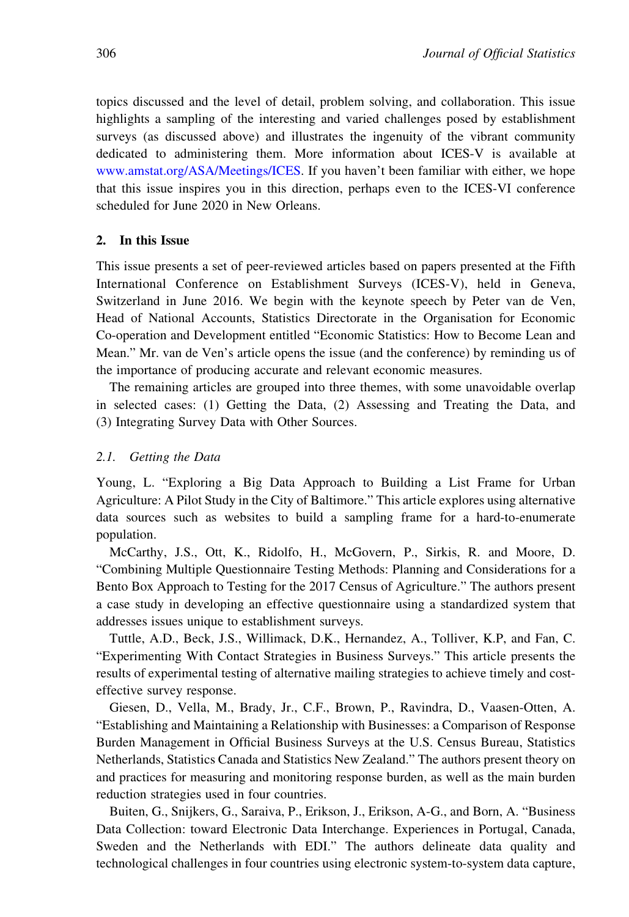topics discussed and the level of detail, problem solving, and collaboration. This issue highlights a sampling of the interesting and varied challenges posed by establishment surveys (as discussed above) and illustrates the ingenuity of the vibrant community dedicated to administering them. More information about ICES-V is available at www.amstat.org/ASA/Meetings/ICES. If you haven't been familiar with either, we hope that this issue inspires you in this direction, perhaps even to the ICES-VI conference scheduled for June 2020 in New Orleans.

## 2. In this Issue

This issue presents a set of peer-reviewed articles based on papers presented at the Fifth International Conference on Establishment Surveys (ICES-V), held in Geneva, Switzerland in June 2016. We begin with the keynote speech by Peter van de Ven, Head of National Accounts, Statistics Directorate in the Organisation for Economic Co-operation and Development entitled "Economic Statistics: How to Become Lean and Mean." Mr. van de Ven's article opens the issue (and the conference) by reminding us of the importance of producing accurate and relevant economic measures.

The remaining articles are grouped into three themes, with some unavoidable overlap in selected cases: (1) Getting the Data, (2) Assessing and Treating the Data, and (3) Integrating Survey Data with Other Sources.

### *2.1. Getting the Data*

Young, L. "Exploring a Big Data Approach to Building a List Frame for Urban Agriculture: A Pilot Study in the City of Baltimore." This article explores using alternative data sources such as websites to build a sampling frame for a hard-to-enumerate population.

McCarthy, J.S., Ott, K., Ridolfo, H., McGovern, P., Sirkis, R. and Moore, D. "Combining Multiple Questionnaire Testing Methods: Planning and Considerations for a Bento Box Approach to Testing for the 2017 Census of Agriculture." The authors present a case study in developing an effective questionnaire using a standardized system that addresses issues unique to establishment surveys.

Tuttle, A.D., Beck, J.S., Willimack, D.K., Hernandez, A., Tolliver, K.P, and Fan, C. "Experimenting With Contact Strategies in Business Surveys." This article presents the results of experimental testing of alternative mailing strategies to achieve timely and cost-effective survey response.

Giesen, D., Vella, M., Brady, Jr., C.F., Brown, P., Ravindra, D., Vaasen-Otten, A. "Establishing and Maintaining a Relationship with Businesses: a Comparison of Response Burden Management in Official Business Surveys at the U.S. Census Bureau, Statistics Netherlands, Statistics Canada and Statistics New Zealand." The authors present theory on and practices for measuring and monitoring response burden, as well as the main burden reduction strategies used in four countries.

Buiten, G., Snijkers, G., Saraiva, P., Erikson, J., Erikson, A-G., and Born, A. "Business Data Collection: toward Electronic Data Interchange. Experiences in Portugal, Canada, Sweden and the Netherlands with EDI." The authors delineate data quality and technological challenges in four countries using electronic system-to-system data capture,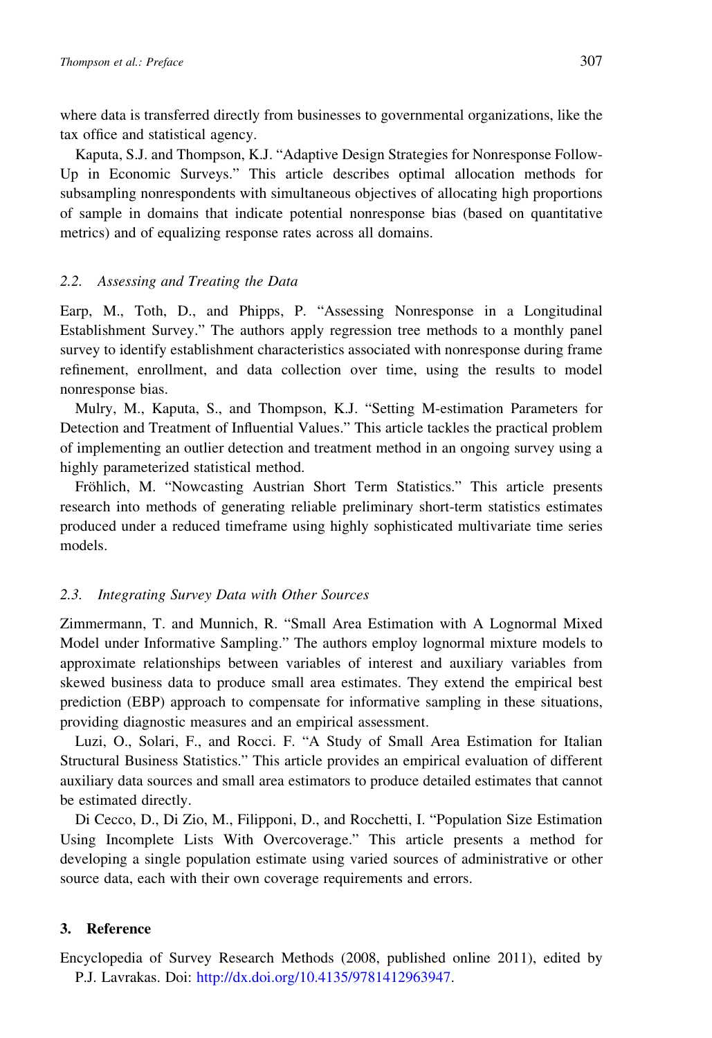where data is transferred directly from businesses to governmental organizations, like the tax office and statistical agency.

Kaputa, S.J. and Thompson, K.J. "Adaptive Design Strategies for Nonresponse Follow-Up in Economic Surveys." This article describes optimal allocation methods for subsampling nonrespondents with simultaneous objectives of allocating high proportions of sample in domains that indicate potential nonresponse bias (based on quantitative metrics) and of equalizing response rates across all domains.

### 2.2. *Assessing and Treating the Data*

Earp, M., Toth, D., and Phipps, P. "Assessing Nonresponse in a Longitudinal Establishment Survey." The authors apply regression tree methods to a monthly panel survey to identify establishment characteristics associated with nonresponse during frame refinement, enrollment, and data collection over time, using the results to model nonresponse bias.

Mulry, M., Kaputa, S., and Thompson, K.J. "Setting M-estimation Parameters for Detection and Treatment of Influential Values." This article tackles the practical problem of implementing an outlier detection and treatment method in an ongoing survey using a highly parameterized statistical method.

Fröhlich, M. "Nowcasting Austrian Short Term Statistics." This article presents research into methods of generating reliable preliminary short-term statistics estimates produced under a reduced timeframe using highly sophisticated multivariate time series models.

### 2.3. *Integrating Survey Data with Other Sources*

Zimmermann, T. and Munnich, R. "Small Area Estimation with A Lognormal Mixed Model under Informative Sampling." The authors employ lognormal mixture models to approximate relationships between variables of interest and auxiliary variables from skewed business data to produce small area estimates. They extend the empirical best prediction (EBP) approach to compensate for informative sampling in these situations, providing diagnostic measures and an empirical assessment.

Luzi, O., Solari, F., and Rocci. F. "A Study of Small Area Estimation for Italian Structural Business Statistics." This article provides an empirical evaluation of different auxiliary data sources and small area estimators to produce detailed estimates that cannot be estimated directly.

Di Cecco, D., Di Zio, M., Filipponi, D., and Rocchetti, I. "Population Size Estimation Using Incomplete Lists With Overcoverage." This article presents a method for developing a single population estimate using varied sources of administrative or other source data, each with their own coverage requirements and errors.

## 3. Reference

Encyclopedia of Survey Research Methods (2008, published online 2011), edited by P.J. Lavrakas. Doi: http://dx.doi.org/10.4135/9781412963947.